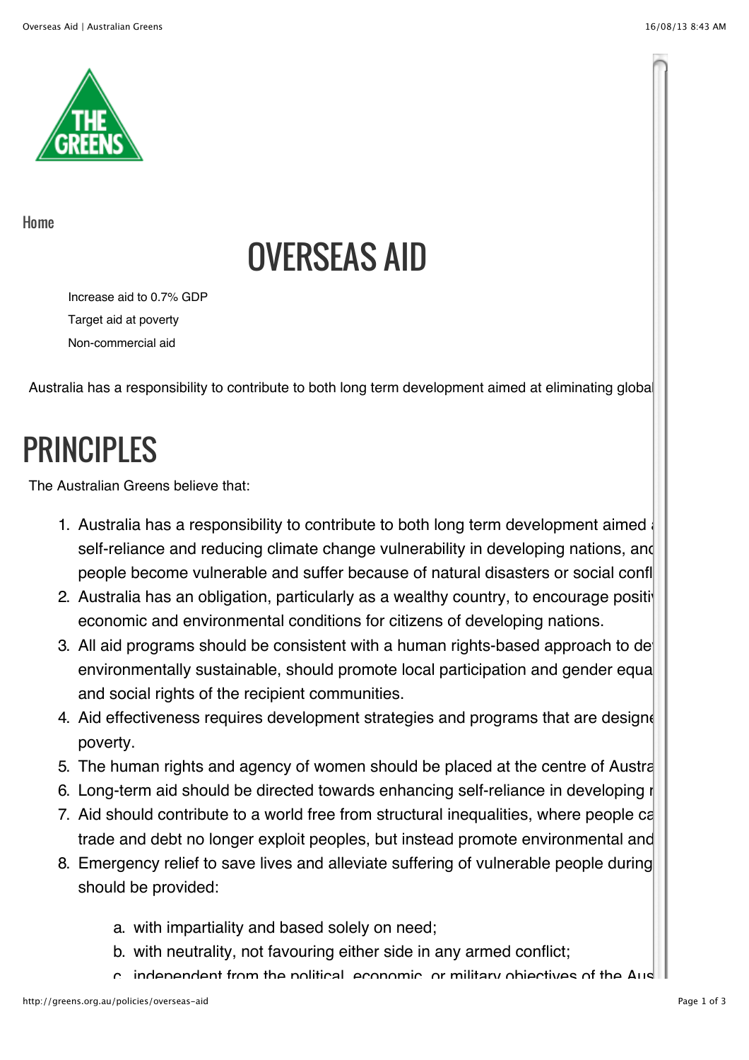Home

# OVERSEAS AID

Increase aid to 0.7% GDP

Target aid at poverty

Non-commercial aid

Australia has a responsibility to contribute to both long term development aimed at eliminating global

## PRINCIPLES

The Australian Greens believe that:

1. Australia has a responsibility to contribute to both long term development aimed a self-reliance and reducing climate change vulnerability in developing nations, and people become vulnerable and suffer because of natural disasters or social confl
2. Australia has an obligation, particularly as a wealthy country, to encourage positi economic and environmental conditions for citizens of developing nations.
3. All aid programs should be consistent with a human rights-based approach to de environmentally sustainable, should promote local participation and gender equa and social rights of the recipient communities.
4. Aid effectiveness requires development strategies and programs that are designe poverty.
5. The human rights and agency of women should be placed at the centre of Austra
6. Long-term aid should be directed towards enhancing self-reliance in developing n
7. Aid should contribute to a world free from structural inequalities, where people ca trade and debt no longer exploit peoples, but instead promote environmental and
8. Emergency relief to save lives and alleviate suffering of vulnerable people during should be provided:

    a. with impartiality and based solely on need;
    b. with neutrality, not favouring either side in any armed conflict;
    c. independent from the political, economic, or military objectives of the Aus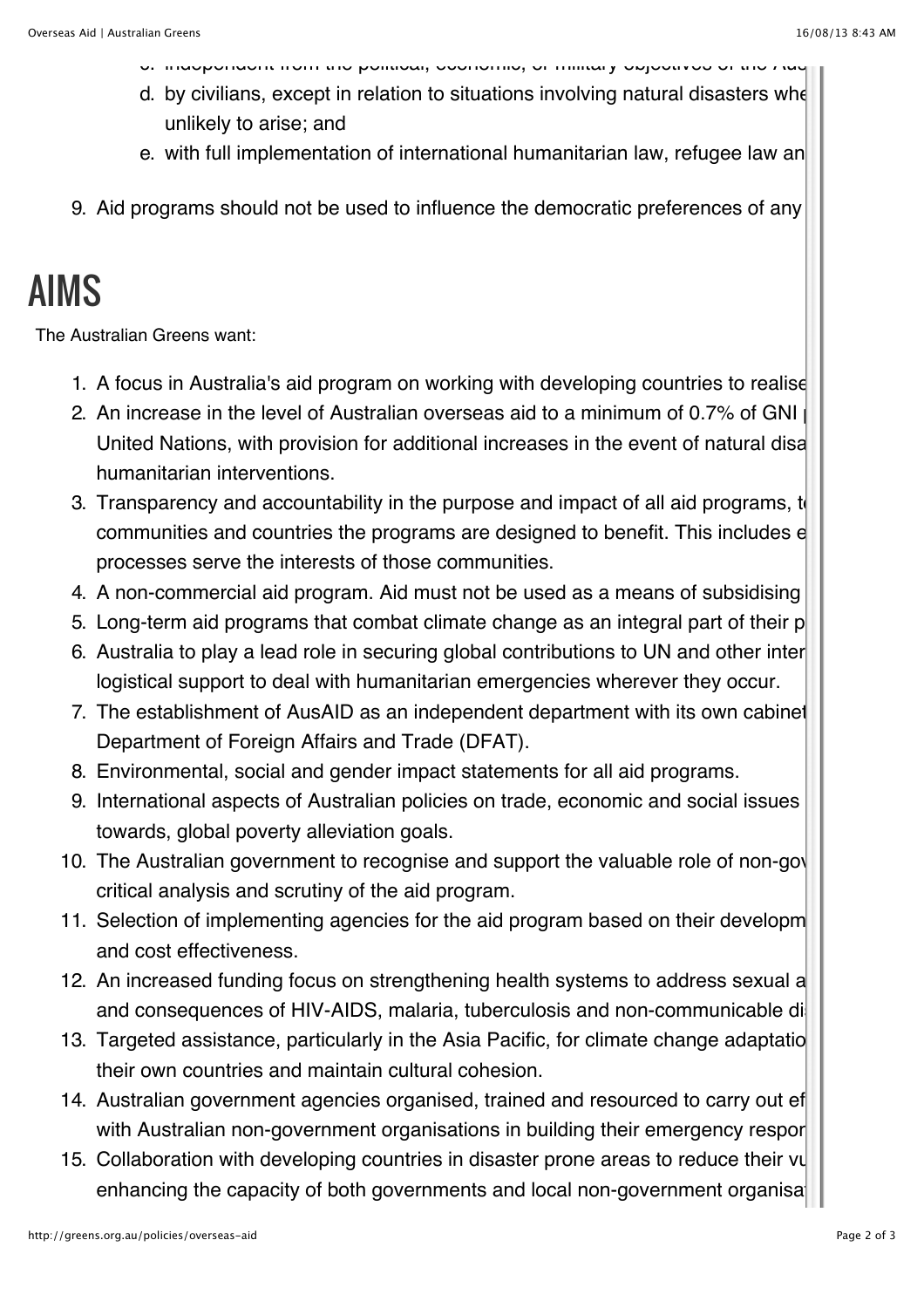c. independent from the political, economic, or military objectives of the Aus

d. by civilians, except in relation to situations involving natural disasters whe unlikely to arise; and

e. with full implementation of international humanitarian law, refugee law an

9. Aid programs should not be used to influence the democratic preferences of any

# AIMS

The Australian Greens want:

1. A focus in Australia's aid program on working with developing countries to realise
2. An increase in the level of Australian overseas aid to a minimum of 0.7% of GNI United Nations, with provision for additional increases in the event of natural disa humanitarian interventions.
3. Transparency and accountability in the purpose and impact of all aid programs, t communities and countries the programs are designed to benefit. This includes e processes serve the interests of those communities.
4. A non-commercial aid program. Aid must not be used as a means of subsidising
5. Long-term aid programs that combat climate change as an integral part of their p
6. Australia to play a lead role in securing global contributions to UN and other inter logistical support to deal with humanitarian emergencies wherever they occur.
7. The establishment of AusAID as an independent department with its own cabinet Department of Foreign Affairs and Trade (DFAT).
8. Environmental, social and gender impact statements for all aid programs.
9. International aspects of Australian policies on trade, economic and social issues towards, global poverty alleviation goals.
10. The Australian government to recognise and support the valuable role of non-gov critical analysis and scrutiny of the aid program.
11. Selection of implementing agencies for the aid program based on their developm and cost effectiveness.
12. An increased funding focus on strengthening health systems to address sexual a and consequences of HIV-AIDS, malaria, tuberculosis and non-communicable di
13. Targeted assistance, particularly in the Asia Pacific, for climate change adaptatio their own countries and maintain cultural cohesion.
14. Australian government agencies organised, trained and resourced to carry out ef with Australian non-government organisations in building their emergency respor
15. Collaboration with developing countries in disaster prone areas to reduce their vu enhancing the capacity of both governments and local non-government organisa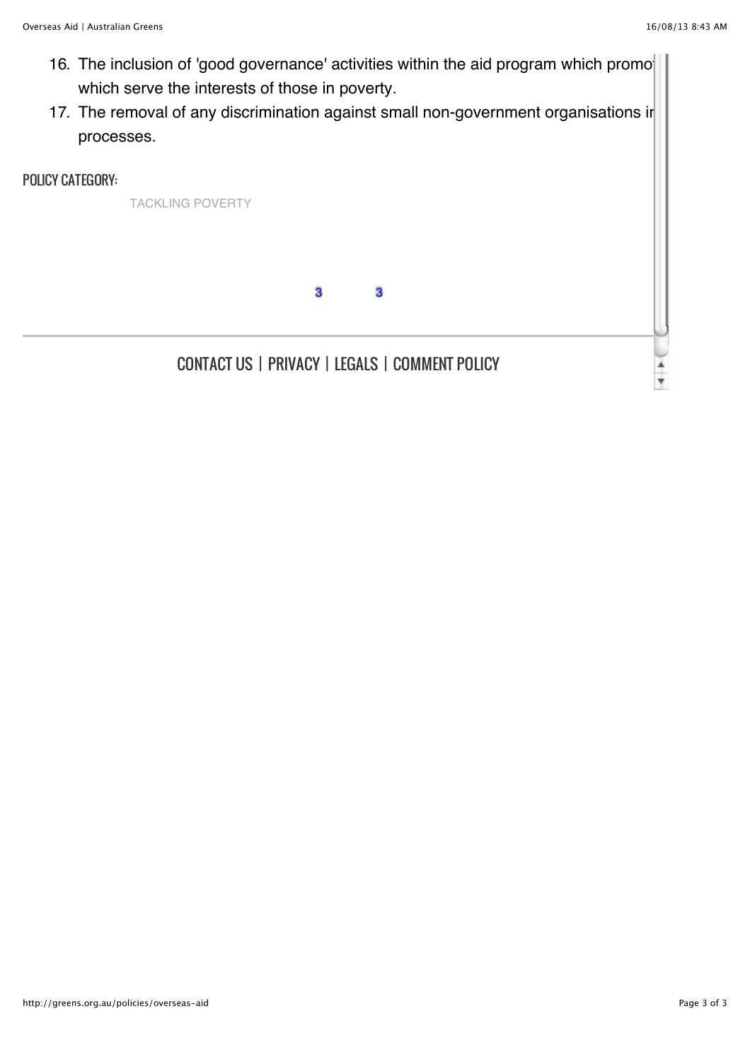16. The inclusion of 'good governance' activities within the aid program which promo which serve the interests of those in poverty.
17. The removal of any discrimination against small non-government organisations in processes.

POLICY CATEGORY:

TACKLING POVERTY

3 3

CONTACT US | PRIVACY | LEGALS | COMMENT POLICY